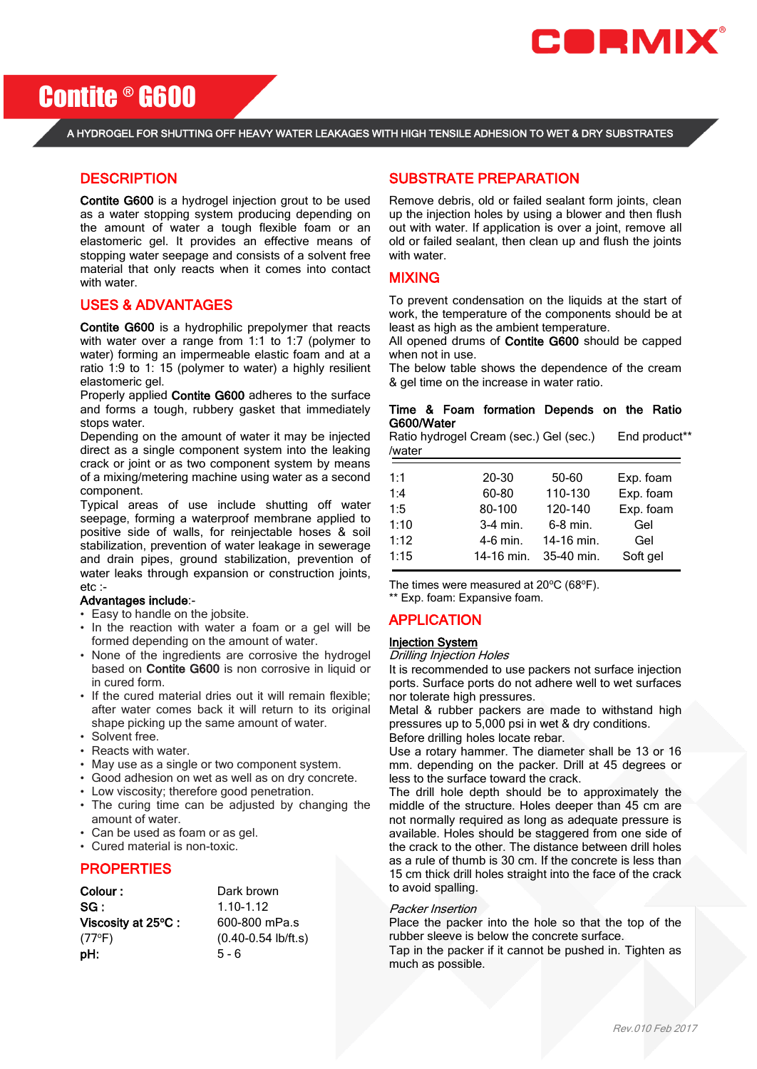# Contite ® G600

A HYDROGEL FOR SHUTTING OFF HEAVY WATER LEAKAGES WITH HIGH TENSILE ADHESION TO WET & DRY SUBSTRATES

## DESCRIPTION

**Contite G600** is a hydrogel injection grout to be used as a water stopping system producing depending on the amount of water a tough flexible foam or an elastomeric gel. It provides an effective means of stopping water seepage and consists of a solvent free material that only reacts when it comes into contact with water.

## USES & ADVANTAGES

**Contite G600** is a hydrophilic prepolymer that reacts with water over a range from 1:1 to 1:7 (polymer to water) forming an impermeable elastic foam and at a ratio 1:9 to 1: 15 (polymer to water) a highly resilient elastomeric gel.

Properly applied **Contite G600** adheres to the surface and forms a tough, rubbery gasket that immediately stops water.

Depending on the amount of water it may be injected direct as a single component system into the leaking crack or joint or as two component system by means of a mixing/metering machine using water as a second component.

Typical areas of use include shutting off water seepage, forming a waterproof membrane applied to positive side of walls, for reinjectable hoses & soil stabilization, prevention of water leakage in sewerage and drain pipes, ground stabilization, prevention of water leaks through expansion or construction joints, etc :-

**Advantages include**:-

- Easy to handle on the jobsite.
- In the reaction with water a foam or a gel will be formed depending on the amount of water.
- None of the ingredients are corrosive the hydrogel based on **Contite G600** is non corrosive in liquid or in cured form.
- If the cured material dries out it will remain flexible; after water comes back it will return to its original shape picking up the same amount of water.
- Solvent free.
- Reacts with water.
- May use as a single or two component system.
- Good adhesion on wet as well as on dry concrete.
- Low viscosity; therefore good penetration.
- The curing time can be adjusted by changing the amount of water.
- Can be used as foam or as gel.
- Cured material is non-toxic.

## PROPERTIES

| | |
|---|---|
| **Colour :** | Dark brown |
| **SG :** | 1.10-1.12 |
| **Viscosity at 25°C :** (77°F) | 600-800 mPa.s (0.40-0.54 lb/ft.s) |
| **pH:** | 5 - 6 |

## SUBSTRATE PREPARATION

Remove debris, old or failed sealant form joints, clean up the injection holes by using a blower and then flush out with water. If application is over a joint, remove all old or failed sealant, then clean up and flush the joints with water.

## MIXING

To prevent condensation on the liquids at the start of work, the temperature of the components should be at least as high as the ambient temperature.

All opened drums of **Contite G600** should be capped when not in use.

The below table shows the dependence of the cream & gel time on the increase in water ratio.

**Time & Foam formation Depends on the Ratio G600/Water**

| Ratio hydrogel /water | Cream (sec.) | Gel (sec.) | End product** |
|---|---|---|---|
| 1:1 | 20-30 | 50-60 | Exp. foam |
| 1:4 | 60-80 | 110-130 | Exp. foam |
| 1:5 | 80-100 | 120-140 | Exp. foam |
| 1:10 | 3-4 min. | 6-8 min. | Gel |
| 1:12 | 4-6 min. | 14-16 min. | Gel |
| 1:15 | 14-16 min. | 35-40 min. | Soft gel |

The times were measured at 20°C (68°F).

** Exp. foam: Expansive foam.

## APPLICATION

**Injection System**

*Drilling Injection Holes*

It is recommended to use packers not surface injection ports. Surface ports do not adhere well to wet surfaces nor tolerate high pressures.

Metal & rubber packers are made to withstand high pressures up to 5,000 psi in wet & dry conditions.

Before drilling holes locate rebar.

Use a rotary hammer. The diameter shall be 13 or 16 mm. depending on the packer. Drill at 45 degrees or less to the surface toward the crack.

The drill hole depth should be to approximately the middle of the structure. Holes deeper than 45 cm are not normally required as long as adequate pressure is available. Holes should be staggered from one side of the crack to the other. The distance between drill holes as a rule of thumb is 30 cm. If the concrete is less than 15 cm thick drill holes straight into the face of the crack to avoid spalling.

*Packer Insertion*

Place the packer into the hole so that the top of the rubber sleeve is below the concrete surface.

Tap in the packer if it cannot be pushed in. Tighten as much as possible.

Rev.010 Feb 2017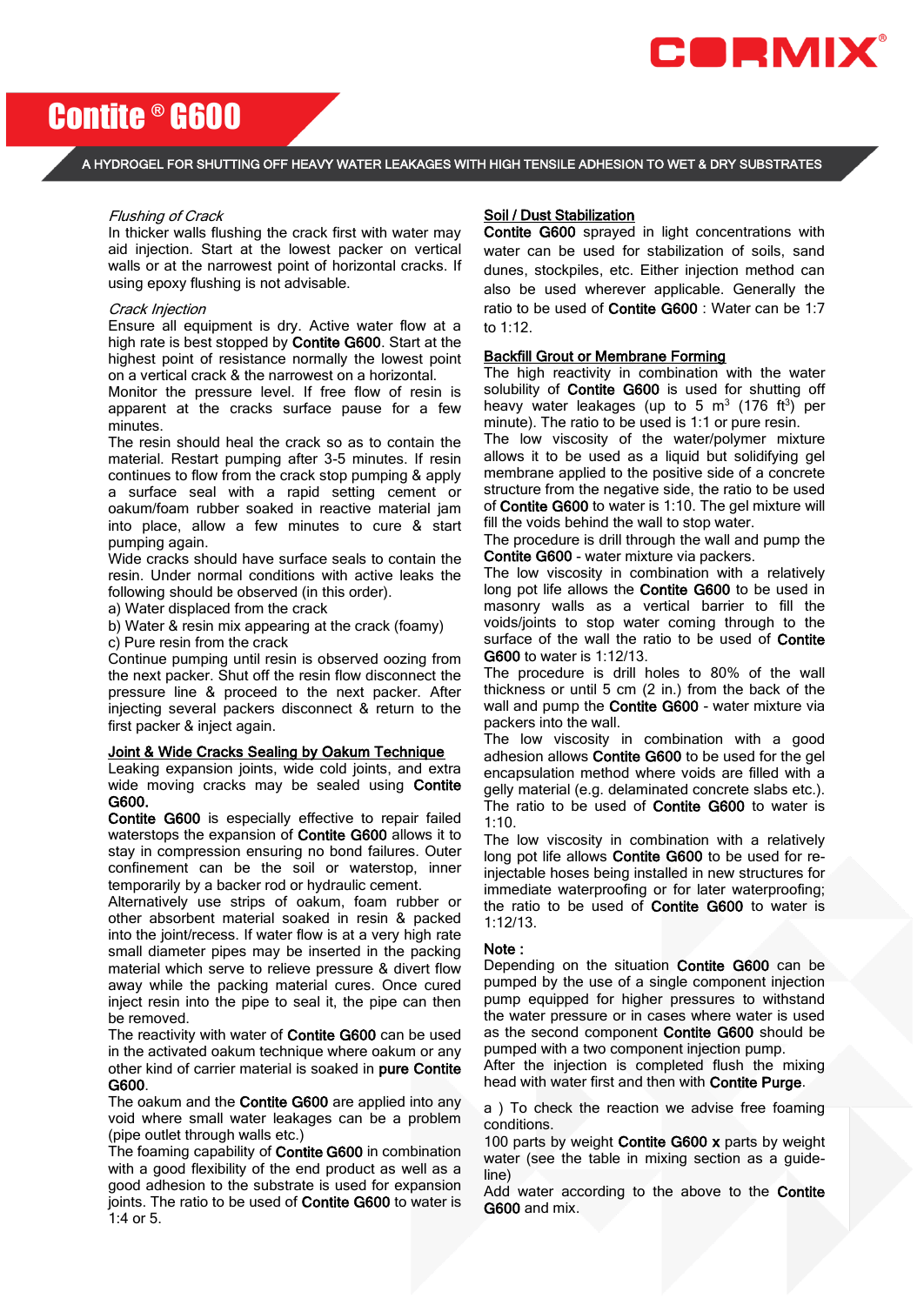# Contite ® G600

A HYDROGEL FOR SHUTTING OFF HEAVY WATER LEAKAGES WITH HIGH TENSILE ADHESION TO WET & DRY SUBSTRATES

*Flushing of Crack*

In thicker walls flushing the crack first with water may aid injection. Start at the lowest packer on vertical walls or at the narrowest point of horizontal cracks. If using epoxy flushing is not advisable.

*Crack Injection*

Ensure all equipment is dry. Active water flow at a high rate is best stopped by **Contite G600**. Start at the highest point of resistance normally the lowest point on a vertical crack & the narrowest on a horizontal.

Monitor the pressure level. If free flow of resin is apparent at the cracks surface pause for a few minutes.

The resin should heal the crack so as to contain the material. Restart pumping after 3-5 minutes. If resin continues to flow from the crack stop pumping & apply a surface seal with a rapid setting cement or oakum/foam rubber soaked in reactive material jam into place, allow a few minutes to cure & start pumping again.

Wide cracks should have surface seals to contain the resin. Under normal conditions with active leaks the following should be observed (in this order).

a) Water displaced from the crack
b) Water & resin mix appearing at the crack (foamy)
c) Pure resin from the crack

Continue pumping until resin is observed oozing from the next packer. Shut off the resin flow disconnect the pressure line & proceed to the next packer. After injecting several packers disconnect & return to the first packer & inject again.

## Joint & Wide Cracks Sealing by Oakum Technique

Leaking expansion joints, wide cold joints, and extra wide moving cracks may be sealed using **Contite G600.**

**Contite G600** is especially effective to repair failed waterstops the expansion of **Contite G600** allows it to stay in compression ensuring no bond failures. Outer confinement can be the soil or waterstop, inner temporarily by a backer rod or hydraulic cement.

Alternatively use strips of oakum, foam rubber or other absorbent material soaked in resin & packed into the joint/recess. If water flow is at a very high rate small diameter pipes may be inserted in the packing material which serve to relieve pressure & divert flow away while the packing material cures. Once cured inject resin into the pipe to seal it, the pipe can then be removed.

The reactivity with water of **Contite G600** can be used in the activated oakum technique where oakum or any other kind of carrier material is soaked in **pure Contite G600**.

The oakum and the **Contite G600** are applied into any void where small water leakages can be a problem (pipe outlet through walls etc.)

The foaming capability of **Contite G600** in combination with a good flexibility of the end product as well as a good adhesion to the substrate is used for expansion joints. The ratio to be used of **Contite G600** to water is 1:4 or 5.

## Soil / Dust Stabilization

**Contite G600** sprayed in light concentrations with water can be used for stabilization of soils, sand dunes, stockpiles, etc. Either injection method can also be used wherever applicable. Generally the ratio to be used of **Contite G600** : Water can be 1:7 to 1:12.

## Backfill Grout or Membrane Forming

The high reactivity in combination with the water solubility of **Contite G600** is used for shutting off heavy water leakages (up to 5 $m^3$ (176 $ft^3$) per minute). The ratio to be used is 1:1 or pure resin.

The low viscosity of the water/polymer mixture allows it to be used as a liquid but solidifying gel membrane applied to the positive side of a concrete structure from the negative side, the ratio to be used of **Contite G600** to water is 1:10. The gel mixture will fill the voids behind the wall to stop water.

The procedure is drill through the wall and pump the **Contite G600** - water mixture via packers.

The low viscosity in combination with a relatively long pot life allows the **Contite G600** to be used in masonry walls as a vertical barrier to fill the voids/joints to stop water coming through to the surface of the wall the ratio to be used of **Contite G600** to water is 1:12/13.

The procedure is drill holes to 80% of the wall thickness or until 5 cm (2 in.) from the back of the wall and pump the **Contite G600** - water mixture via packers into the wall.

The low viscosity in combination with a good adhesion allows **Contite G600** to be used for the gel encapsulation method where voids are filled with a gelly material (e.g. delaminated concrete slabs etc.). The ratio to be used of **Contite G600** to water is 1:10.

The low viscosity in combination with a relatively long pot life allows **Contite G600** to be used for re-injectable hoses being installed in new structures for immediate waterproofing or for later waterproofing; the ratio to be used of **Contite G600** to water is 1:12/13.

**Note :**

Depending on the situation **Contite G600** can be pumped by the use of a single component injection pump equipped for higher pressures to withstand the water pressure or in cases where water is used as the second component **Contite G600** should be pumped with a two component injection pump.

After the injection is completed flush the mixing head with water first and then with **Contite Purge**.

a ) To check the reaction we advise free foaming conditions.

100 parts by weight **Contite G600 x** parts by weight water (see the table in mixing section as a guide-line)

Add water according to the above to the **Contite G600** and mix.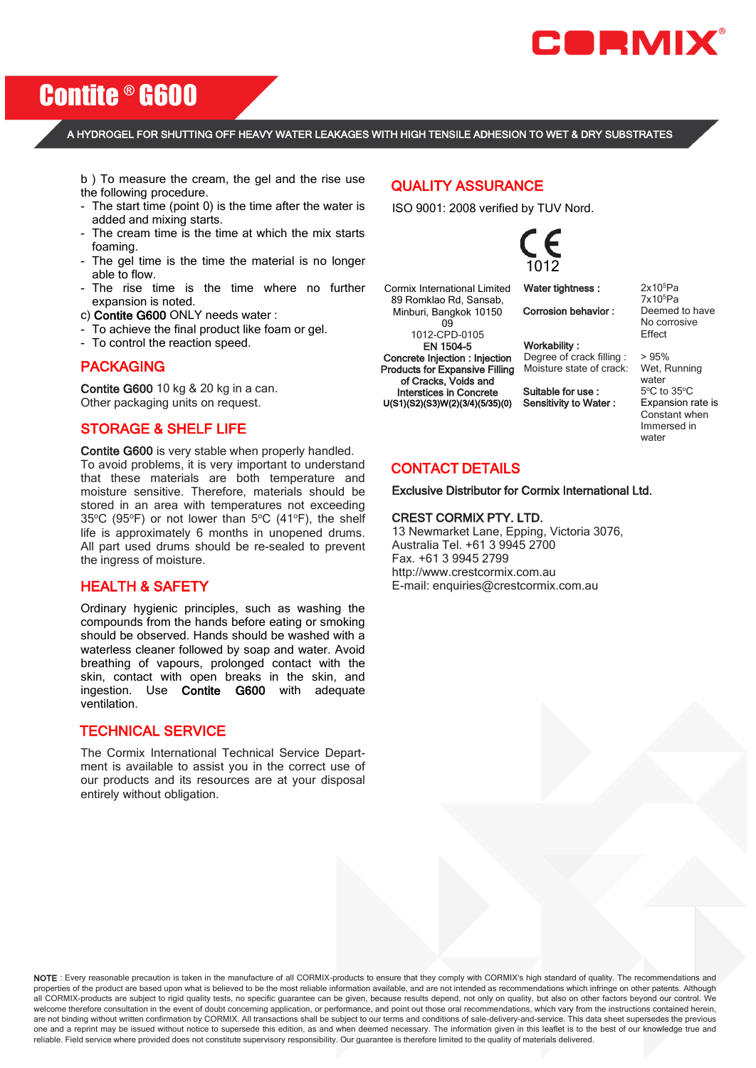# Contite ® G600

A HYDROGEL FOR SHUTTING OFF HEAVY WATER LEAKAGES WITH HIGH TENSILE ADHESION TO WET & DRY SUBSTRATES

b ) To measure the cream, the gel and the rise use the following procedure.

- The start time (point 0) is the time after the water is added and mixing starts.
- The cream time is the time at which the mix starts foaming.
- The gel time is the time the material is no longer able to flow.
- The rise time is the time where no further expansion is noted.

c) **Contite G600** ONLY needs water :

- To achieve the final product like foam or gel.
- To control the reaction speed.

## PACKAGING

**Contite G600** 10 kg & 20 kg in a can.
Other packaging units on request.

## STORAGE & SHELF LIFE

**Contite G600** is very stable when properly handled. To avoid problems, it is very important to understand that these materials are both temperature and moisture sensitive. Therefore, materials should be stored in an area with temperatures not exceeding 35ºC (95ºF) or not lower than 5ºC (41ºF), the shelf life is approximately 6 months in unopened drums. All part used drums should be re-sealed to prevent the ingress of moisture.

## HEALTH & SAFETY

Ordinary hygienic principles, such as washing the compounds from the hands before eating or smoking should be observed. Hands should be washed with a waterless cleaner followed by soap and water. Avoid breathing of vapours, prolonged contact with the skin, contact with open breaks in the skin, and ingestion. Use **Contite G600** with adequate ventilation.

## TECHNICAL SERVICE

The Cormix International Technical Service Department is available to assist you in the correct use of our products and its resources are at your disposal entirely without obligation.

## QUALITY ASSURANCE

ISO 9001: 2008 verified by TUV Nord.

CE
1012

Cormix International Limited
89 Romklao Rd, Sansab,
Minburi, Bangkok 10150
09
1012-CPD-0105
**EN 1504-5**
**Concrete Injection : Injection Products for Expansive Filling of Cracks, Voids and Interstices in Concrete**
**U(S1)(S2)(S3)W(2)(3/4)(5/35)(0)**

| | |
|---|---|
| **Water tightness :** | $2x10^5$Pa<br>$7x10^5$Pa |
| **Corrosion behavior :** | Deemed to have No corrosive Effect |
| **Workability :** | |
| Degree of crack filling : | > 95% |
| Moisture state of crack: | Wet, Running water |
| **Suitable for use :** | 5ºC to 35ºC |
| **Sensitivity to Water :** | Expansion rate is Constant when Immersed in water |

## CONTACT DETAILS

**Exclusive Distributor for Cormix International Ltd.**

**CREST CORMIX PTY. LTD.**
13 Newmarket Lane, Epping, Victoria 3076,
Australia Tel. +61 3 9945 2700
Fax. +61 3 9945 2799
http://www.crestcormix.com.au
E-mail: enquiries@crestcormix.com.au

**NOTE** : Every reasonable precaution is taken in the manufacture of all CORMIX-products to ensure that they comply with CORMIX's high standard of quality. The recommendations and properties of the product are based upon what is believed to be the most reliable information available, and are not intended as recommendations which infringe on other patents. Although all CORMIX-products are subject to rigid quality tests, no specific guarantee can be given, because results depend, not only on quality, but also on other factors beyond our control. We welcome therefore consultation in the event of doubt concerning application, or performance, and point out those oral recommendations, which vary from the instructions contained herein, are not binding without written confirmation by CORMIX. All transactions shall be subject to our terms and conditions of sale-delivery-and-service. This data sheet supersedes the previous one and a reprint may be issued without notice to supersede this edition, as and when deemed necessary. The information given in this leaflet is to the best of our knowledge true and reliable. Field service where provided does not constitute supervisory responsibility. Our guarantee is therefore limited to the quality of materials delivered.